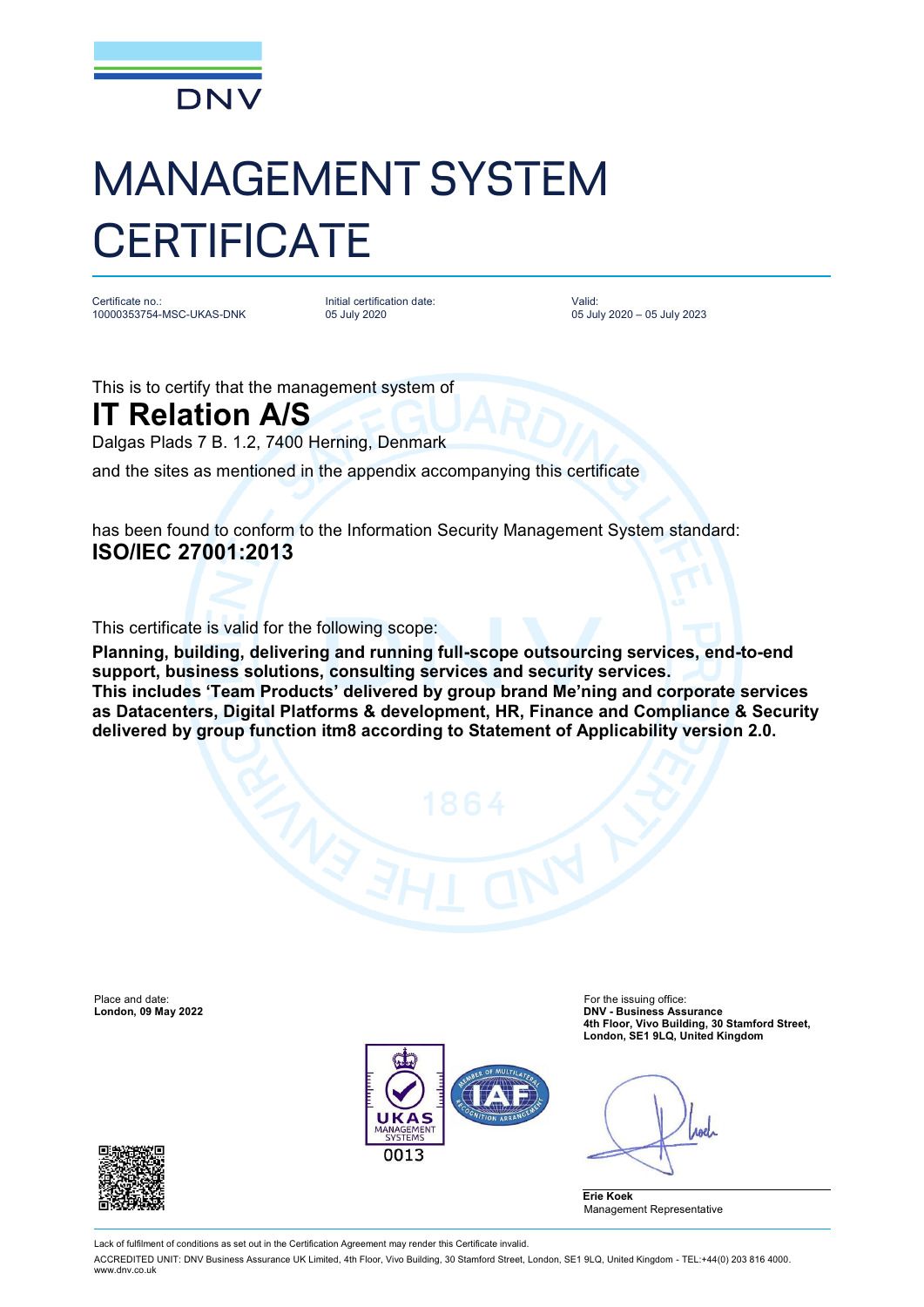DNV

# MANAGEMENT SYSTEM CERTIFICATE

Certificate no.:
10000353754-MSC-UKAS-DNK

Initial certification date:
05 July 2020

Valid:
05 July 2020 – 05 July 2023

This is to certify that the management system of

## IT Relation A/S

Dalgas Plads 7 B. 1.2, 7400 Herning, Denmark

and the sites as mentioned in the appendix accompanying this certificate

has been found to conform to the Information Security Management System standard:

**ISO/IEC 27001:2013**

This certificate is valid for the following scope:

**Planning, building, delivering and running full-scope outsourcing services, end-to-end support, business solutions, consulting services and security services. This includes 'Team Products' delivered by group brand Me'ning and corporate services as Datacenters, Digital Platforms & development, HR, Finance and Compliance & Security delivered by group function itm8 according to Statement of Applicability version 2.0.**

Place and date:
**London, 09 May 2022**

For the issuing office:
**DNV - Business Assurance**
**4th Floor, Vivo Building, 30 Stamford Street, London, SE1 9LQ, United Kingdom**

UKAS MANAGEMENT SYSTEMS
0013

**Erie Koek**
Management Representative

Lack of fulfilment of conditions as set out in the Certification Agreement may render this Certificate invalid.

ACCREDITED UNIT: DNV Business Assurance UK Limited, 4th Floor, Vivo Building, 30 Stamford Street, London, SE1 9LQ, United Kingdom - TEL:+44(0) 203 816 4000. www.dnv.co.uk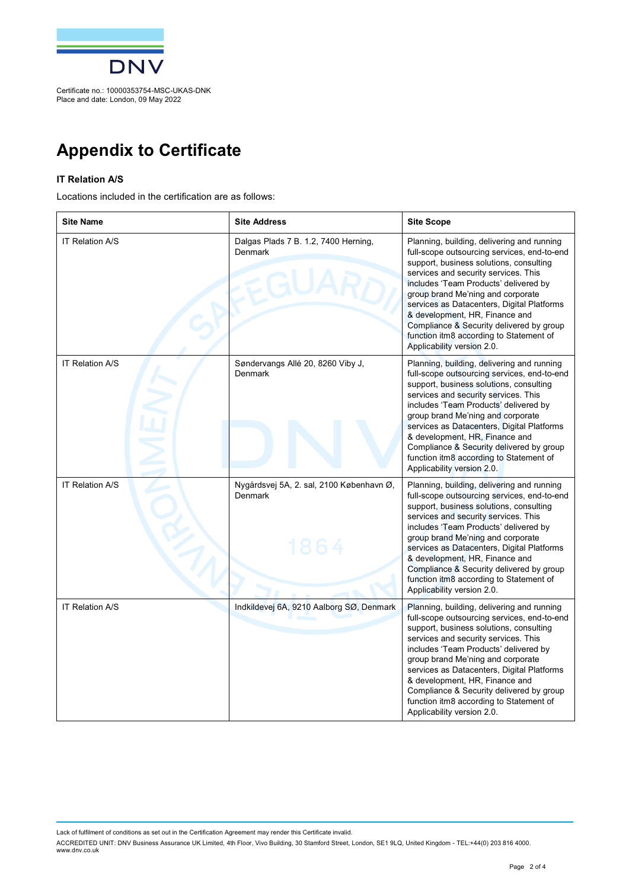Certificate no.: 10000353754-MSC-UKAS-DNK
Place and date: London, 09 May 2022

# Appendix to Certificate

**IT Relation A/S**

Locations included in the certification are as follows:

| Site Name | Site Address | Site Scope |
|---|---|---|
| IT Relation A/S | Dalgas Plads 7 B. 1.2, 7400 Herning, Denmark | Planning, building, delivering and running full-scope outsourcing services, end-to-end support, business solutions, consulting services and security services. This includes 'Team Products' delivered by group brand Me'ning and corporate services as Datacenters, Digital Platforms & development, HR, Finance and Compliance & Security delivered by group function itm8 according to Statement of Applicability version 2.0. |
| IT Relation A/S | Søndervangs Allé 20, 8260 Viby J, Denmark | Planning, building, delivering and running full-scope outsourcing services, end-to-end support, business solutions, consulting services and security services. This includes 'Team Products' delivered by group brand Me'ning and corporate services as Datacenters, Digital Platforms & development, HR, Finance and Compliance & Security delivered by group function itm8 according to Statement of Applicability version 2.0. |
| IT Relation A/S | Nygårdsvej 5A, 2. sal, 2100 København Ø, Denmark | Planning, building, delivering and running full-scope outsourcing services, end-to-end support, business solutions, consulting services and security services. This includes 'Team Products' delivered by group brand Me'ning and corporate services as Datacenters, Digital Platforms & development, HR, Finance and Compliance & Security delivered by group function itm8 according to Statement of Applicability version 2.0. |
| IT Relation A/S | Indkildevej 6A, 9210 Aalborg SØ, Denmark | Planning, building, delivering and running full-scope outsourcing services, end-to-end support, business solutions, consulting services and security services. This includes 'Team Products' delivered by group brand Me'ning and corporate services as Datacenters, Digital Platforms & development, HR, Finance and Compliance & Security delivered by group function itm8 according to Statement of Applicability version 2.0. |

Lack of fulfilment of conditions as set out in the Certification Agreement may render this Certificate invalid.

ACCREDITED UNIT: DNV Business Assurance UK Limited, 4th Floor, Vivo Building, 30 Stamford Street, London, SE1 9LQ, United Kingdom - TEL:+44(0) 203 816 4000. www.dnv.co.uk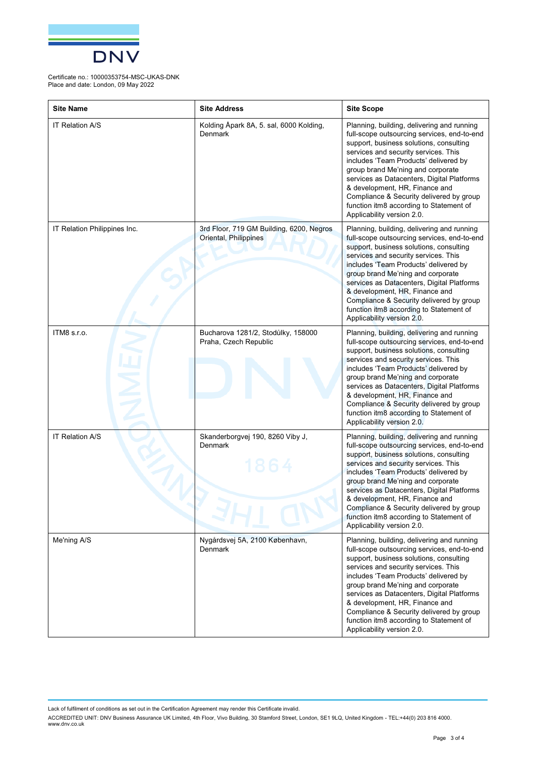Certificate no.: 10000353754-MSC-UKAS-DNK
Place and date: London, 09 May 2022

| Site Name | Site Address | Site Scope |
|---|---|---|
| IT Relation A/S | Kolding Åpark 8A, 5. sal, 6000 Kolding, Denmark | Planning, building, delivering and running full-scope outsourcing services, end-to-end support, business solutions, consulting services and security services. This includes 'Team Products' delivered by group brand Me'ning and corporate services as Datacenters, Digital Platforms & development, HR, Finance and Compliance & Security delivered by group function itm8 according to Statement of Applicability version 2.0. |
| IT Relation Philippines Inc. | 3rd Floor, 719 GM Building, 6200, Negros Oriental, Philippines | Planning, building, delivering and running full-scope outsourcing services, end-to-end support, business solutions, consulting services and security services. This includes 'Team Products' delivered by group brand Me'ning and corporate services as Datacenters, Digital Platforms & development, HR, Finance and Compliance & Security delivered by group function itm8 according to Statement of Applicability version 2.0. |
| ITM8 s.r.o. | Bucharova 1281/2, Stodůlky, 158000 Praha, Czech Republic | Planning, building, delivering and running full-scope outsourcing services, end-to-end support, business solutions, consulting services and security services. This includes 'Team Products' delivered by group brand Me'ning and corporate services as Datacenters, Digital Platforms & development, HR, Finance and Compliance & Security delivered by group function itm8 according to Statement of Applicability version 2.0. |
| IT Relation A/S | Skanderborgvej 190, 8260 Viby J, Denmark | Planning, building, delivering and running full-scope outsourcing services, end-to-end support, business solutions, consulting services and security services. This includes 'Team Products' delivered by group brand Me'ning and corporate services as Datacenters, Digital Platforms & development, HR, Finance and Compliance & Security delivered by group function itm8 according to Statement of Applicability version 2.0. |
| Me'ning A/S | Nygårdsvej 5A, 2100 København, Denmark | Planning, building, delivering and running full-scope outsourcing services, end-to-end support, business solutions, consulting services and security services. This includes 'Team Products' delivered by group brand Me'ning and corporate services as Datacenters, Digital Platforms & development, HR, Finance and Compliance & Security delivered by group function itm8 according to Statement of Applicability version 2.0. |

Lack of fulfilment of conditions as set out in the Certification Agreement may render this Certificate invalid.

ACCREDITED UNIT: DNV Business Assurance UK Limited, 4th Floor, Vivo Building, 30 Stamford Street, London, SE1 9LQ, United Kingdom - TEL:+44(0) 203 816 4000. www.dnv.co.uk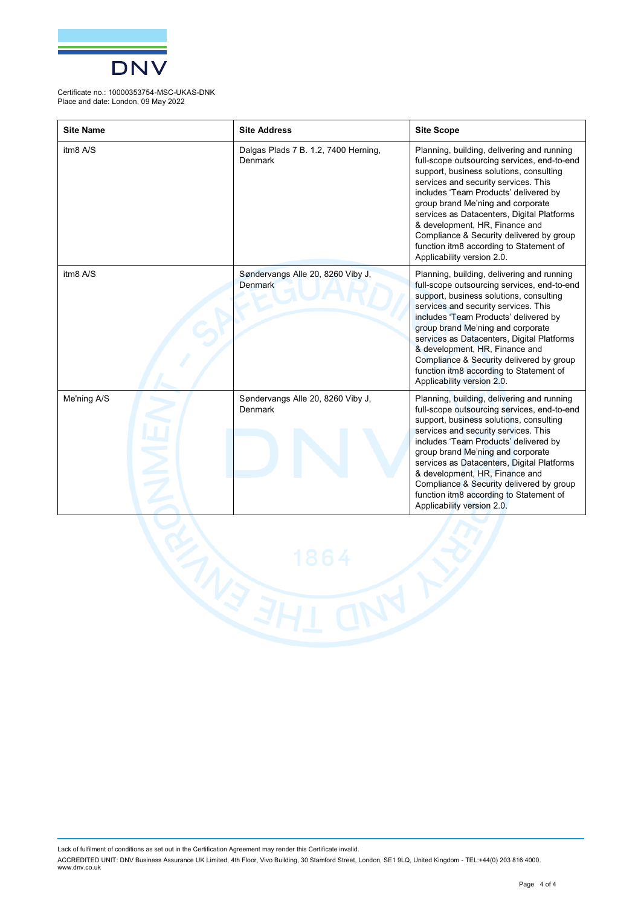Certificate no.: 10000353754-MSC-UKAS-DNK
Place and date: London, 09 May 2022

| Site Name | Site Address | Site Scope |
| --- | --- | --- |
| itm8 A/S | Dalgas Plads 7 B. 1.2, 7400 Herning, Denmark | Planning, building, delivering and running full-scope outsourcing services, end-to-end support, business solutions, consulting services and security services. This includes 'Team Products' delivered by group brand Me'ning and corporate services as Datacenters, Digital Platforms & development, HR, Finance and Compliance & Security delivered by group function itm8 according to Statement of Applicability version 2.0. |
| itm8 A/S | Søndervangs Alle 20, 8260 Viby J, Denmark | Planning, building, delivering and running full-scope outsourcing services, end-to-end support, business solutions, consulting services and security services. This includes 'Team Products' delivered by group brand Me'ning and corporate services as Datacenters, Digital Platforms & development, HR, Finance and Compliance & Security delivered by group function itm8 according to Statement of Applicability version 2.0. |
| Me'ning A/S | Søndervangs Alle 20, 8260 Viby J, Denmark | Planning, building, delivering and running full-scope outsourcing services, end-to-end support, business solutions, consulting services and security services. This includes 'Team Products' delivered by group brand Me'ning and corporate services as Datacenters, Digital Platforms & development, HR, Finance and Compliance & Security delivered by group function itm8 according to Statement of Applicability version 2.0. |

Lack of fulfilment of conditions as set out in the Certification Agreement may render this Certificate invalid.

ACCREDITED UNIT: DNV Business Assurance UK Limited, 4th Floor, Vivo Building, 30 Stamford Street, London, SE1 9LQ, United Kingdom - TEL:+44(0) 203 816 4000. www.dnv.co.uk